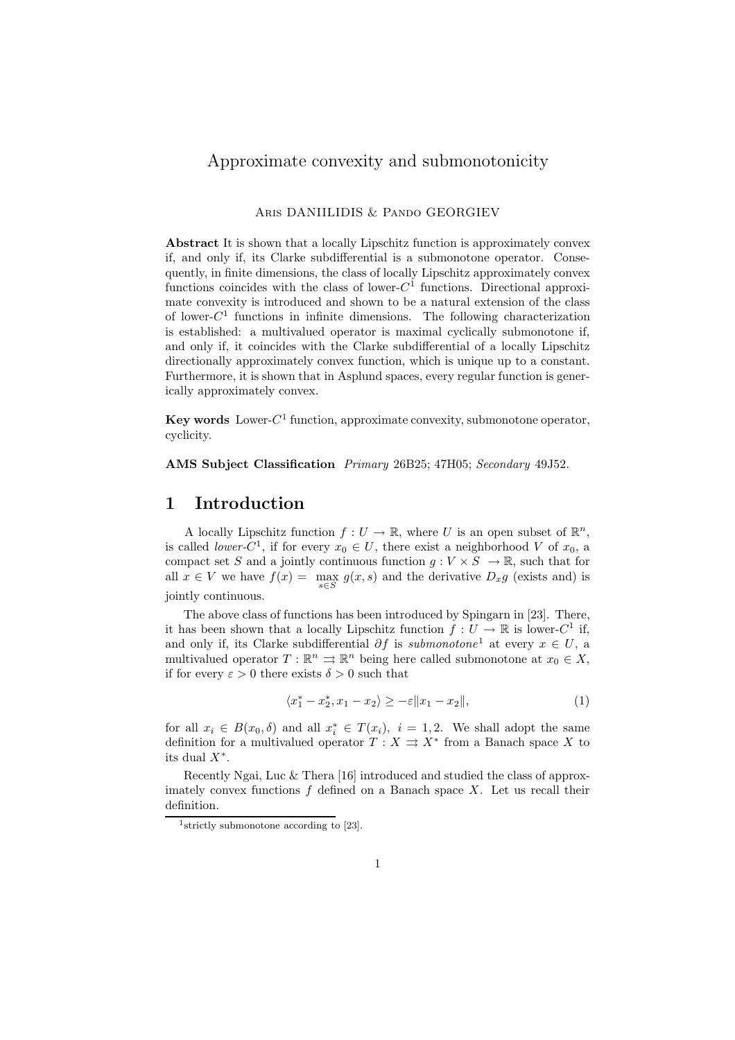# Approximate convexity and submonotonicity

Aris DANIILIDIS & Pando GEORGIEV

**Abstract** It is shown that a locally Lipschitz function is approximately convex if, and only if, its Clarke subdifferential is a submonotone operator. Consequently, in finite dimensions, the class of locally Lipschitz approximately convex functions coincides with the class of lower-$C^1$ functions. Directional approximate convexity is introduced and shown to be a natural extension of the class of lower-$C^1$ functions in infinite dimensions. The following characterization is established: a multivalued operator is maximal cyclically submonotone if, and only if, it coincides with the Clarke subdifferential of a locally Lipschitz directionally approximately convex function, which is unique up to a constant. Furthermore, it is shown that in Asplund spaces, every regular function is generically approximately convex.

**Key words** Lower-$C^1$ function, approximate convexity, submonotone operator, cyclicity.

**AMS Subject Classification** *Primary* 26B25; 47H05; *Secondary* 49J52.

## 1 Introduction

A locally Lipschitz function $f : U \to \mathbb{R}$, where $U$ is an open subset of $\mathbb{R}^n$, is called *lower-$C^1$*, if for every $x_0 \in U$, there exist a neighborhood $V$ of $x_0$, a compact set $S$ and a jointly continuous function $g : V \times S \to \mathbb{R}$, such that for all $x \in V$ we have $f(x) = \max_{s \in S} g(x, s)$ and the derivative $D_x g$ (exists and) is jointly continuous.

The above class of functions has been introduced by Spingarn in [23]. There, it has been shown that a locally Lipschitz function $f : U \to \mathbb{R}$ is lower-$C^1$ if, and only if, its Clarke subdifferential $\partial f$ is *submonotone*[1] at every $x \in U$, a multivalued operator $T : \mathbb{R}^n \rightrightarrows \mathbb{R}^n$ being here called submonotone at $x_0 \in X$, if for every $\varepsilon > 0$ there exists $\delta > 0$ such that

$$\langle x_1^* - x_2^*, x_1 - x_2 \rangle \geq -\varepsilon \|x_1 - x_2\|, \tag{1}$$

for all $x_i \in B(x_0, \delta)$ and all $x_i^* \in T(x_i)$, $i = 1, 2$. We shall adopt the same definition for a multivalued operator $T : X \rightrightarrows X^*$ from a Banach space $X$ to its dual $X^*$.

Recently Ngai, Luc & Thera [16] introduced and studied the class of approximately convex functions $f$ defined on a Banach space $X$. Let us recall their definition.

[1] strictly submonotone according to [23].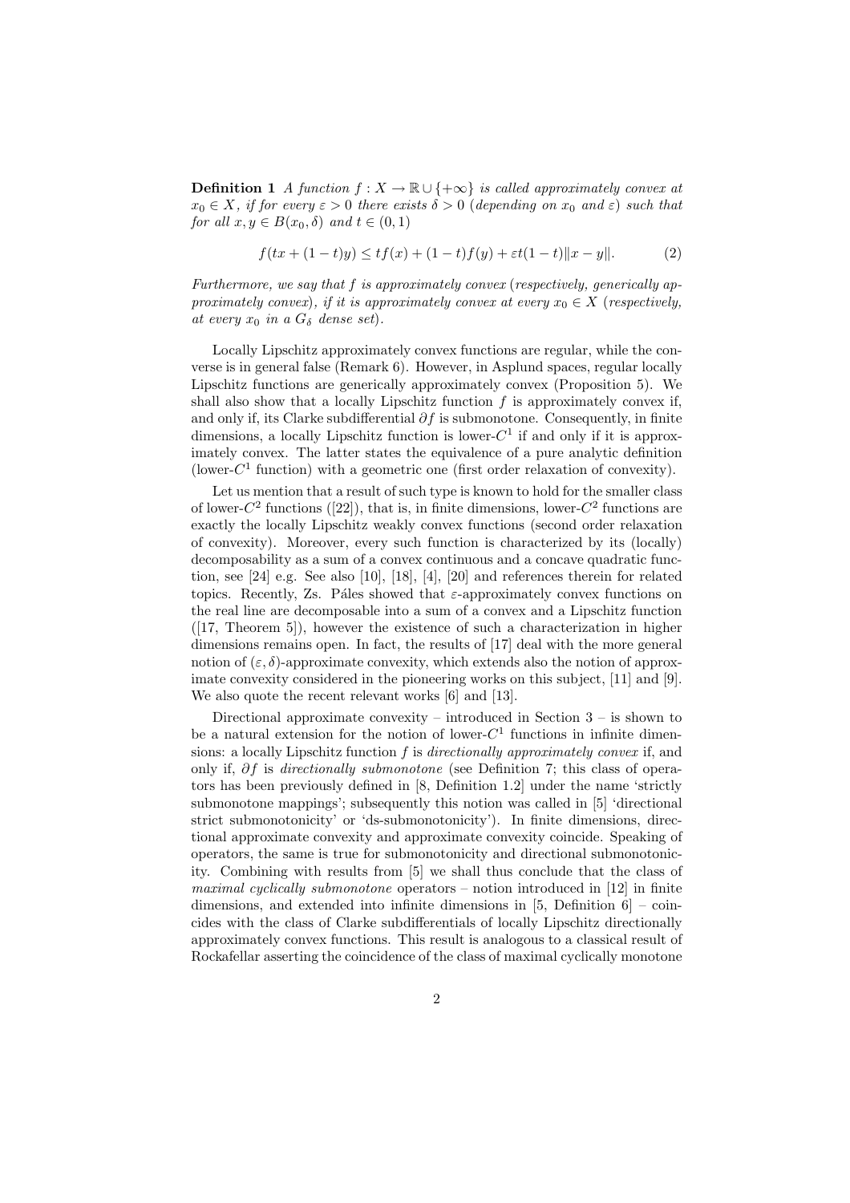**Definition 1** *A function $f : X \to \mathbb{R} \cup \{+\infty\}$ is called approximately convex at $x_0 \in X$, if for every $\varepsilon > 0$ there exists $\delta > 0$ (depending on $x_0$ and $\varepsilon$) such that for all $x, y \in B(x_0, \delta)$ and $t \in (0, 1)$*

$$f(tx + (1-t)y) \le tf(x) + (1-t)f(y) + \varepsilon t(1-t)\|x - y\|. \tag{2}$$

*Furthermore, we say that $f$ is approximately convex (respectively, generically approximately convex), if it is approximately convex at every $x_0 \in X$ (respectively, at every $x_0$ in a $G_\delta$ dense set).*

Locally Lipschitz approximately convex functions are regular, while the converse is in general false (Remark 6). However, in Asplund spaces, regular locally Lipschitz functions are generically approximately convex (Proposition 5). We shall also show that a locally Lipschitz function $f$ is approximately convex if, and only if, its Clarke subdifferential $\partial f$ is submonotone. Consequently, in finite dimensions, a locally Lipschitz function is lower-$C^1$ if and only if it is approximately convex. The latter states the equivalence of a pure analytic definition (lower-$C^1$ function) with a geometric one (first order relaxation of convexity).

Let us mention that a result of such type is known to hold for the smaller class of lower-$C^2$ functions ([22]), that is, in finite dimensions, lower-$C^2$ functions are exactly the locally Lipschitz weakly convex functions (second order relaxation of convexity). Moreover, every such function is characterized by its (locally) decomposability as a sum of a convex continuous and a concave quadratic function, see [24] e.g. See also [10], [18], [4], [20] and references therein for related topics. Recently, Zs. Páles showed that $\varepsilon$-approximately convex functions on the real line are decomposable into a sum of a convex and a Lipschitz function ([17, Theorem 5]), however the existence of such a characterization in higher dimensions remains open. In fact, the results of [17] deal with the more general notion of $(\varepsilon, \delta)$-approximate convexity, which extends also the notion of approximate convexity considered in the pioneering works on this subject, [11] and [9]. We also quote the recent relevant works [6] and [13].

Directional approximate convexity – introduced in Section 3 – is shown to be a natural extension for the notion of lower-$C^1$ functions in infinite dimensions: a locally Lipschitz function $f$ is *directionally approximately convex* if, and only if, $\partial f$ is *directionally submonotone* (see Definition 7; this class of operators has been previously defined in [8, Definition 1.2] under the name 'strictly submonotone mappings'; subsequently this notion was called in [5] 'directional strict submonotonicity' or 'ds-submonotonicity'). In finite dimensions, directional approximate convexity and approximate convexity coincide. Speaking of operators, the same is true for submonotonicity and directional submonotonicity. Combining with results from [5] we shall thus conclude that the class of *maximal cyclically submonotone* operators – notion introduced in [12] in finite dimensions, and extended into infinite dimensions in [5, Definition 6] – coincides with the class of Clarke subdifferentials of locally Lipschitz directionally approximately convex functions. This result is analogous to a classical result of Rockafellar asserting the coincidence of the class of maximal cyclically monotone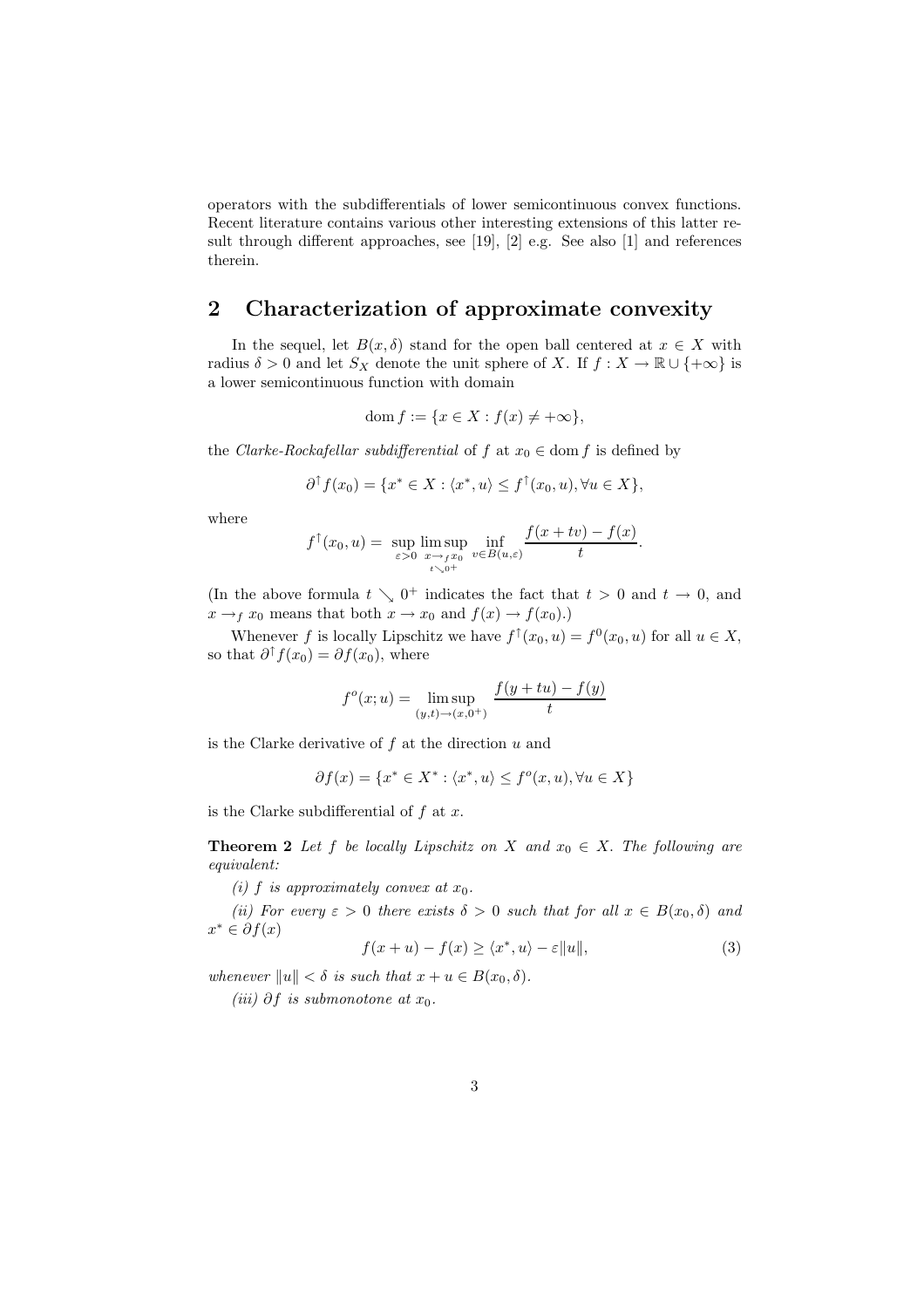operators with the subdifferentials of lower semicontinuous convex functions. Recent literature contains various other interesting extensions of this latter result through different approaches, see [19], [2] e.g. See also [1] and references therein.

## 2 Characterization of approximate convexity

In the sequel, let $B(x, \delta)$ stand for the open ball centered at $x \in X$ with radius $\delta > 0$ and let $S_X$ denote the unit sphere of $X$. If $f : X \to \mathbb{R} \cup \{+\infty\}$ is a lower semicontinuous function with domain

$$\operatorname{dom} f := \{x \in X : f(x) \neq +\infty\},$$

the *Clarke-Rockafellar subdifferential* of $f$ at $x_0 \in \operatorname{dom} f$ is defined by

$$\partial^{\uparrow} f(x_0) = \{x^* \in X : \langle x^*, u\rangle \leq f^{\uparrow}(x_0, u), \forall u \in X\},$$

where

$$f^{\uparrow}(x_0, u) = \sup_{\varepsilon > 0} \limsup_{\substack{x \to_f x_0 \\ t \searrow 0^+}} \inf_{v \in B(u,\varepsilon)} \frac{f(x + tv) - f(x)}{t}.$$

(In the above formula $t \searrow 0^+$ indicates the fact that $t > 0$ and $t \to 0$, and $x \to_f x_0$ means that both $x \to x_0$ and $f(x) \to f(x_0)$.)

Whenever $f$ is locally Lipschitz we have $f^{\uparrow}(x_0, u) = f^0(x_0, u)$ for all $u \in X$, so that $\partial^{\uparrow} f(x_0) = \partial f(x_0)$, where

$$f^o(x; u) = \limsup_{(y,t) \to (x, 0^+)} \frac{f(y + tu) - f(y)}{t}$$

is the Clarke derivative of $f$ at the direction $u$ and

$$\partial f(x) = \{x^* \in X^* : \langle x^*, u\rangle \leq f^o(x, u), \forall u \in X\}$$

is the Clarke subdifferential of $f$ at $x$.

**Theorem 2** *Let $f$ be locally Lipschitz on $X$ and $x_0 \in X$. The following are equivalent:*

*(i) $f$ is approximately convex at $x_0$.*

*(ii) For every $\varepsilon > 0$ there exists $\delta > 0$ such that for all $x \in B(x_0, \delta)$ and $x^* \in \partial f(x)$*

$$f(x + u) - f(x) \geq \langle x^*, u\rangle - \varepsilon \|u\|, \tag{3}$$

*whenever $\|u\| < \delta$ is such that $x + u \in B(x_0, \delta)$.*

*(iii) $\partial f$ is submonotone at $x_0$.*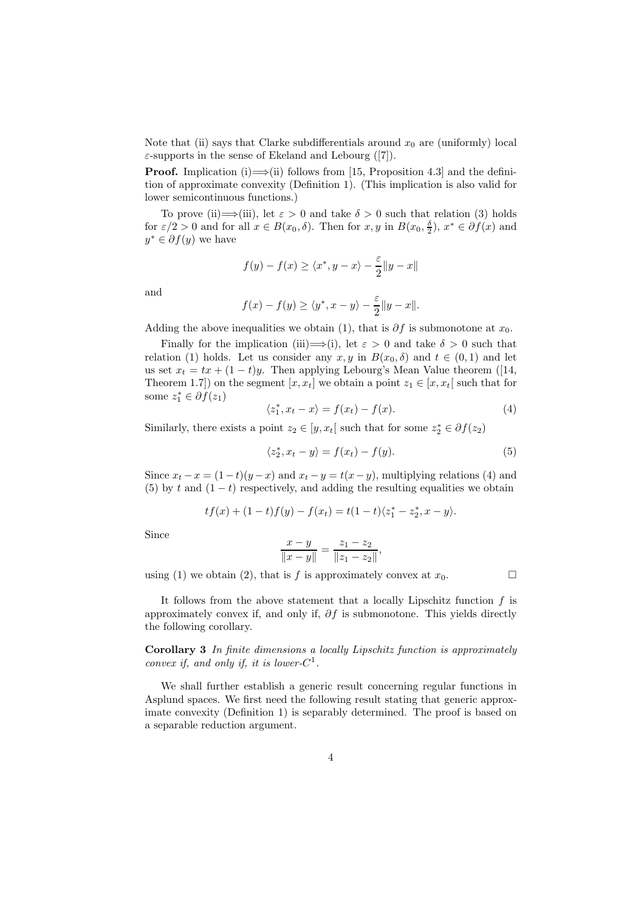Note that (ii) says that Clarke subdifferentials around $x_0$ are (uniformly) local $\varepsilon$-supports in the sense of Ekeland and Lebourg ([7]).

**Proof.** Implication (i)$\Longrightarrow$(ii) follows from [15, Proposition 4.3] and the definition of approximate convexity (Definition 1). (This implication is also valid for lower semicontinuous functions.)

To prove (ii)$\Longrightarrow$(iii), let $\varepsilon > 0$ and take $\delta > 0$ such that relation (3) holds for $\varepsilon/2 > 0$ and for all $x \in B(x_0, \delta)$. Then for $x, y$ in $B(x_0, \frac{\delta}{2})$, $x^* \in \partial f(x)$ and $y^* \in \partial f(y)$ we have

$$f(y) - f(x) \geq \langle x^*, y - x\rangle - \frac{\varepsilon}{2}\|y - x\|$$

and

$$f(x) - f(y) \geq \langle y^*, x - y\rangle - \frac{\varepsilon}{2}\|y - x\|.$$

Adding the above inequalities we obtain (1), that is $\partial f$ is submonotone at $x_0$.

Finally for the implication (iii)$\Longrightarrow$(i), let $\varepsilon > 0$ and take $\delta > 0$ such that relation (1) holds. Let us consider any $x, y$ in $B(x_0, \delta)$ and $t \in (0, 1)$ and let us set $x_t = tx + (1 - t)y$. Then applying Lebourg's Mean Value theorem ([14, Theorem 1.7]) on the segment $[x, x_t]$ we obtain a point $z_1 \in [x, x_t[$ such that for some $z_1^* \in \partial f(z_1)$

$$\langle z_1^*, x_t - x\rangle = f(x_t) - f(x). \tag{4}$$

Similarly, there exists a point $z_2 \in [y, x_t[$ such that for some $z_2^* \in \partial f(z_2)$

$$\langle z_2^*, x_t - y\rangle = f(x_t) - f(y). \tag{5}$$

Since $x_t - x = (1 - t)(y - x)$ and $x_t - y = t(x - y)$, multiplying relations (4) and (5) by $t$ and $(1 - t)$ respectively, and adding the resulting equalities we obtain

$$tf(x) + (1 - t)f(y) - f(x_t) = t(1 - t)\langle z_1^* - z_2^*, x - y\rangle.$$

Since

$$\frac{x - y}{\|x - y\|} = \frac{z_1 - z_2}{\|z_1 - z_2\|},$$

using (1) we obtain (2), that is $f$ is approximately convex at $x_0$. $\square$

It follows from the above statement that a locally Lipschitz function $f$ is approximately convex if, and only if, $\partial f$ is submonotone. This yields directly the following corollary.

**Corollary 3** *In finite dimensions a locally Lipschitz function is approximately convex if, and only if, it is lower-$C^1$.*

We shall further establish a generic result concerning regular functions in Asplund spaces. We first need the following result stating that generic approximate convexity (Definition 1) is separably determined. The proof is based on a separable reduction argument.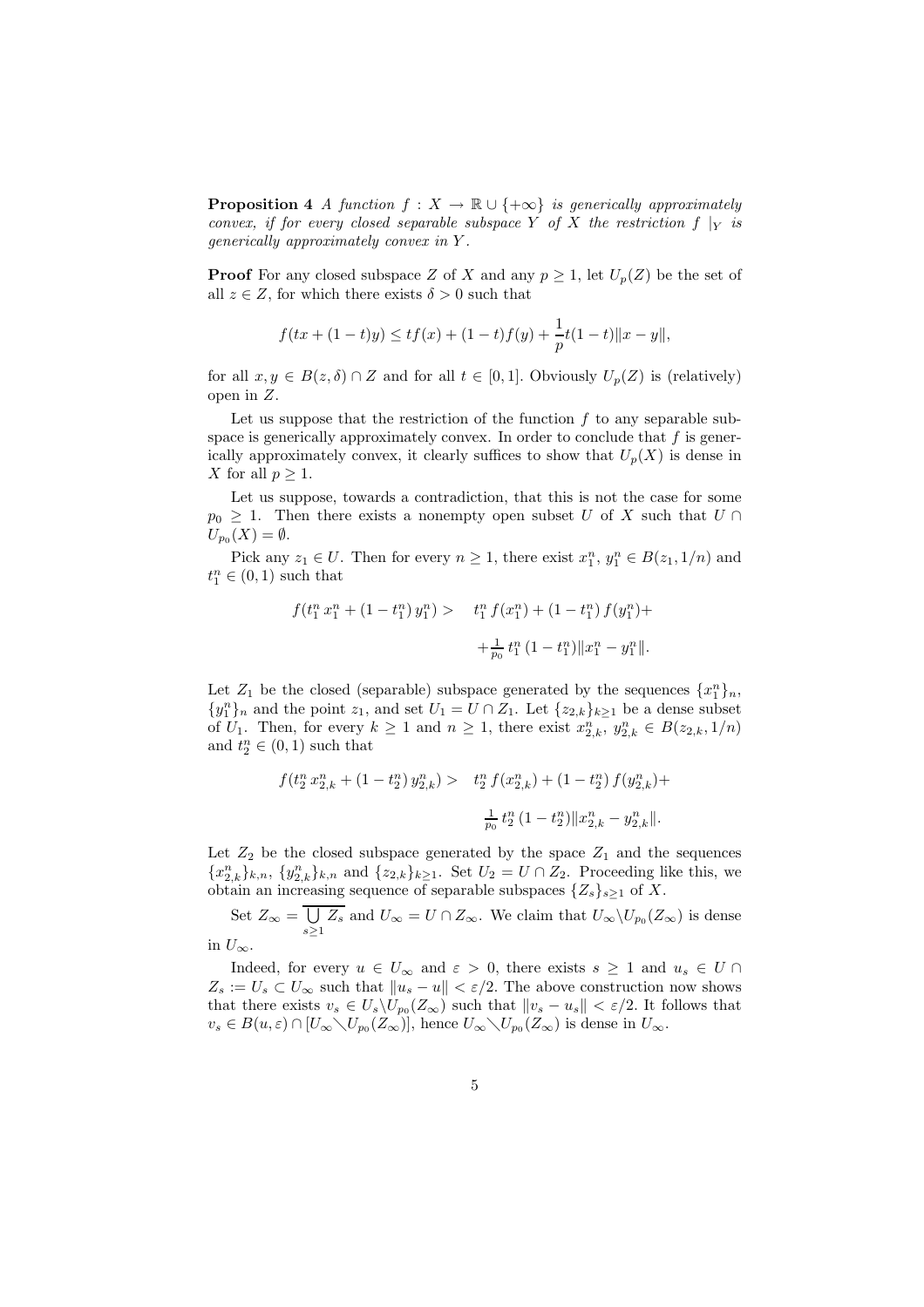**Proposition 4** *A function $f : X \to \mathbb{R} \cup \{+\infty\}$ is generically approximately convex, if for every closed separable subspace $Y$ of $X$ the restriction $f\mid_Y$ is generically approximately convex in $Y$.*

**Proof** For any closed subspace $Z$ of $X$ and any $p \geq 1$, let $U_p(Z)$ be the set of all $z \in Z$, for which there exists $\delta > 0$ such that

$$f(tx + (1-t)y) \leq tf(x) + (1-t)f(y) + \frac{1}{p}t(1-t)\|x - y\|,$$

for all $x, y \in B(z, \delta) \cap Z$ and for all $t \in [0, 1]$. Obviously $U_p(Z)$ is (relatively) open in $Z$.

Let us suppose that the restriction of the function $f$ to any separable subspace is generically approximately convex. In order to conclude that $f$ is generically approximately convex, it clearly suffices to show that $U_p(X)$ is dense in $X$ for all $p \geq 1$.

Let us suppose, towards a contradiction, that this is not the case for some $p_0 \geq 1$. Then there exists a nonempty open subset $U$ of $X$ such that $U \cap U_{p_0}(X) = \emptyset$.

Pick any $z_1 \in U$. Then for every $n \geq 1$, there exist $x_1^n$, $y_1^n \in B(z_1, 1/n)$ and $t_1^n \in (0, 1)$ such that

$$f(t_1^n\, x_1^n + (1 - t_1^n)\, y_1^n) > \quad t_1^n\, f(x_1^n) + (1 - t_1^n)\, f(y_1^n) + \\ + \tfrac{1}{p_0}\, t_1^n\, (1 - t_1^n)\|x_1^n - y_1^n\|.$$

Let $Z_1$ be the closed (separable) subspace generated by the sequences $\{x_1^n\}_n$, $\{y_1^n\}_n$ and the point $z_1$, and set $U_1 = U \cap Z_1$. Let $\{z_{2,k}\}_{k\geq 1}$ be a dense subset of $U_1$. Then, for every $k \geq 1$ and $n \geq 1$, there exist $x_{2,k}^n$, $y_{2,k}^n \in B(z_{2,k}, 1/n)$ and $t_2^n \in (0, 1)$ such that

$$f(t_2^n\, x_{2,k}^n + (1 - t_2^n)\, y_{2,k}^n) > \quad t_2^n\, f(x_{2,k}^n) + (1 - t_2^n)\, f(y_{2,k}^n) + \\ \tfrac{1}{p_0}\, t_2^n\, (1 - t_2^n)\|x_{2,k}^n - y_{2,k}^n\|.$$

Let $Z_2$ be the closed subspace generated by the space $Z_1$ and the sequences $\{x_{2,k}^n\}_{k,n}$, $\{y_{2,k}^n\}_{k,n}$ and $\{z_{2,k}\}_{k\geq 1}$. Set $U_2 = U \cap Z_2$. Proceeding like this, we obtain an increasing sequence of separable subspaces $\{Z_s\}_{s\geq 1}$ of $X$.

Set $Z_\infty = \overline{\bigcup_{s\geq 1} Z_s}$ and $U_\infty = U \cap Z_\infty$. We claim that $U_\infty \backslash U_{p_0}(Z_\infty)$ is dense in $U_\infty$.

Indeed, for every $u \in U_\infty$ and $\varepsilon > 0$, there exists $s \geq 1$ and $u_s \in U \cap Z_s := U_s \subset U_\infty$ such that $\|u_s - u\| < \varepsilon/2$. The above construction now shows that there exists $v_s \in U_s \backslash U_{p_0}(Z_\infty)$ such that $\|v_s - u_s\| < \varepsilon/2$. It follows that $v_s \in B(u, \varepsilon) \cap [U_\infty \backslash U_{p_0}(Z_\infty)]$, hence $U_\infty \backslash U_{p_0}(Z_\infty)$ is dense in $U_\infty$.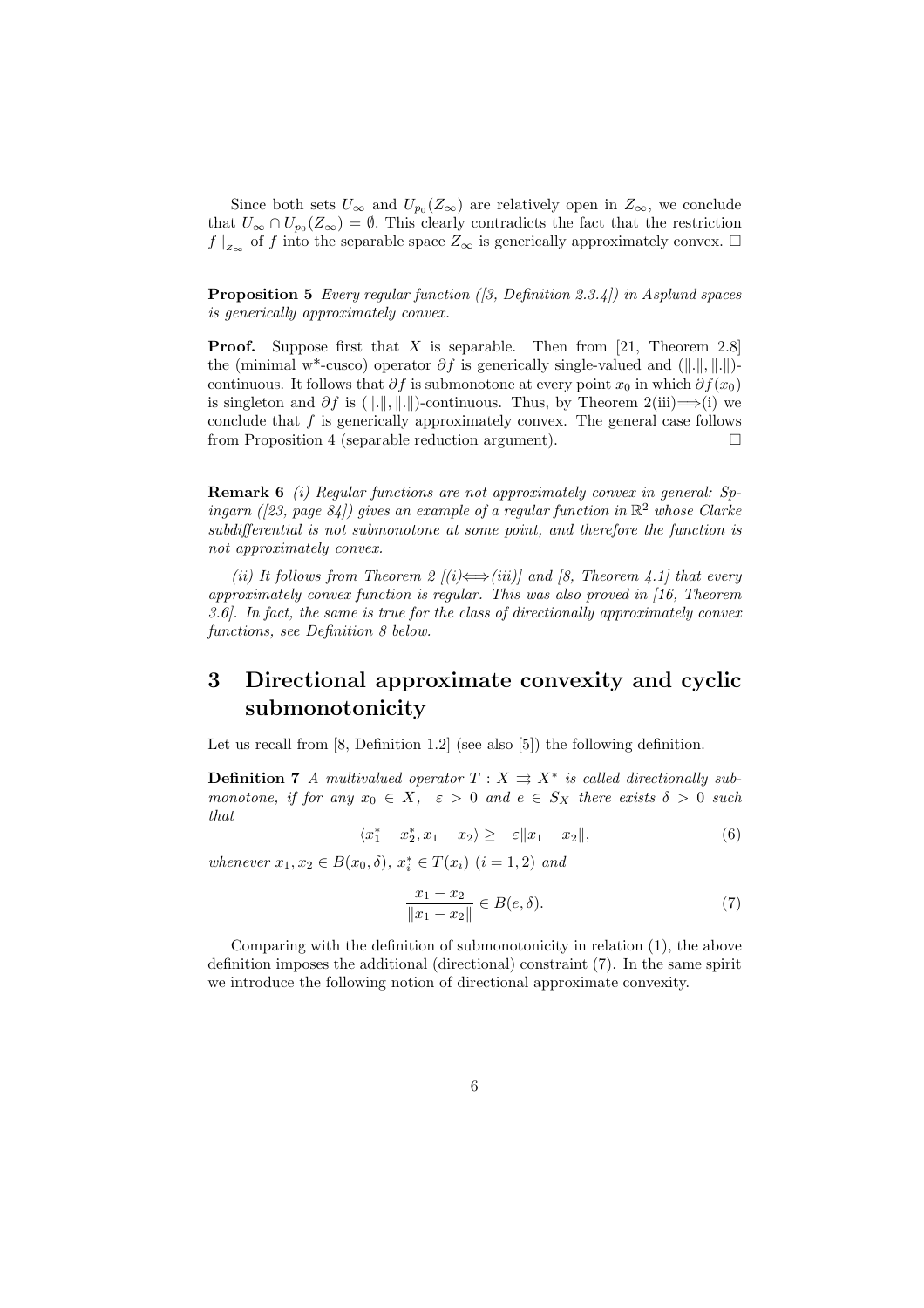Since both sets $U_\infty$ and $U_{p_0}(Z_\infty)$ are relatively open in $Z_\infty$, we conclude that $U_\infty \cap U_{p_0}(Z_\infty) = \emptyset$. This clearly contradicts the fact that the restriction $f\mid_{Z_\infty}$ of $f$ into the separable space $Z_\infty$ is generically approximately convex. $\square$

**Proposition 5** *Every regular function ([3, Definition 2.3.4]) in Asplund spaces is generically approximately convex.*

**Proof.** Suppose first that $X$ is separable. Then from [21, Theorem 2.8] the (minimal w*-cusco) operator $\partial f$ is generically single-valued and $(\|.\|, \|.\|)$-continuous. It follows that $\partial f$ is submonotone at every point $x_0$ in which $\partial f(x_0)$ is singleton and $\partial f$ is $(\|.\|, \|.\|)$-continuous. Thus, by Theorem 2(iii)$\Longrightarrow$(i) we conclude that $f$ is generically approximately convex. The general case follows from Proposition 4 (separable reduction argument). $\square$

**Remark 6** *(i) Regular functions are not approximately convex in general: Spingarn ([23, page 84]) gives an example of a regular function in $\mathbb{R}^2$ whose Clarke subdifferential is not submonotone at some point, and therefore the function is not approximately convex.*

*(ii) It follows from Theorem 2 [(i)$\Longleftrightarrow$(iii)] and [8, Theorem 4.1] that every approximately convex function is regular. This was also proved in [16, Theorem 3.6]. In fact, the same is true for the class of directionally approximately convex functions, see Definition 8 below.*

# 3 Directional approximate convexity and cyclic submonotonicity

Let us recall from [8, Definition 1.2] (see also [5]) the following definition.

**Definition 7** *A multivalued operator $T : X \rightrightarrows X^*$ is called directionally submonotone, if for any $x_0 \in X$, $\varepsilon > 0$ and $e \in S_X$ there exists $\delta > 0$ such that*

$$\langle x_1^* - x_2^*, x_1 - x_2 \rangle \geq -\varepsilon \|x_1 - x_2\|, \tag{6}$$

*whenever $x_1, x_2 \in B(x_0, \delta)$, $x_i^* \in T(x_i)$ $(i = 1, 2)$ and*

$$\frac{x_1 - x_2}{\|x_1 - x_2\|} \in B(e, \delta). \tag{7}$$

Comparing with the definition of submonotonicity in relation (1), the above definition imposes the additional (directional) constraint (7). In the same spirit we introduce the following notion of directional approximate convexity.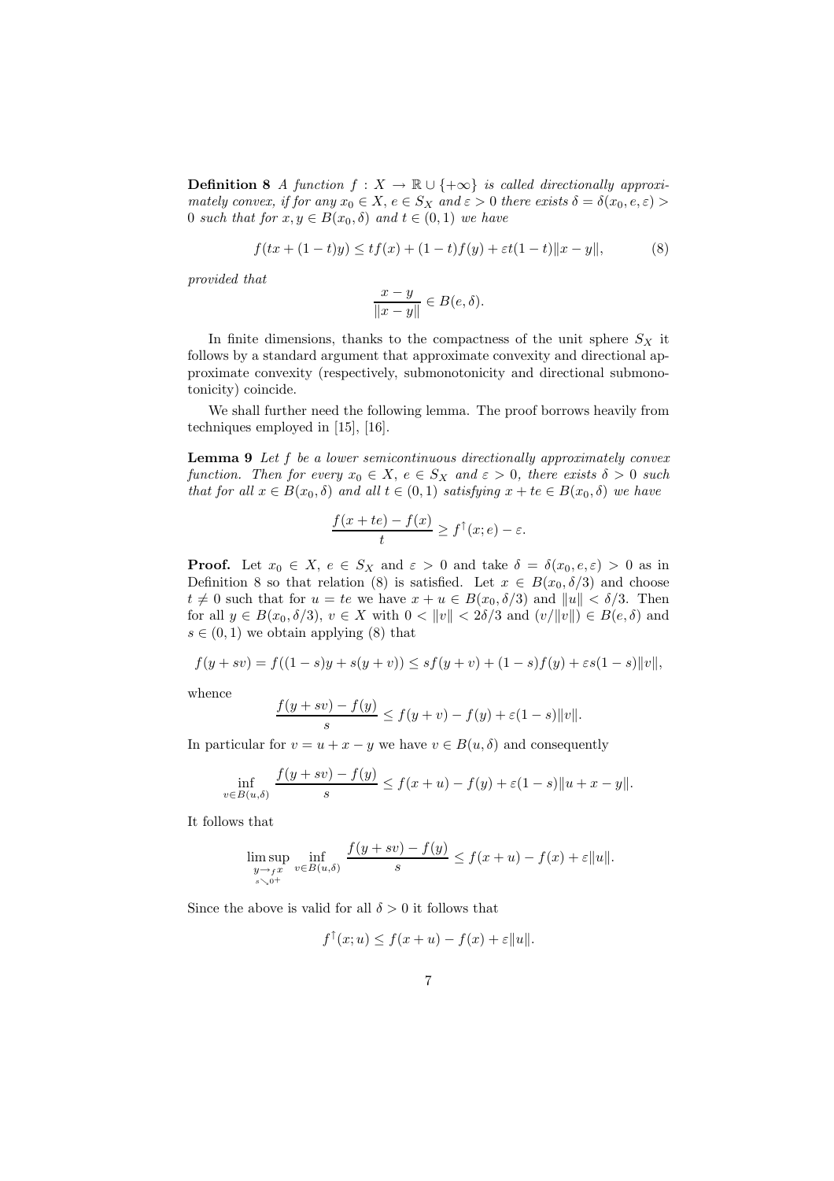**Definition 8** *A function $f : X \to \mathbb{R} \cup \{+\infty\}$ is called directionally approximately convex, if for any $x_0 \in X$, $e \in S_X$ and $\varepsilon > 0$ there exists $\delta = \delta(x_0, e, \varepsilon) > 0$ such that for $x, y \in B(x_0, \delta)$ and $t \in (0, 1)$ we have*

$$f(tx + (1-t)y) \leq tf(x) + (1-t)f(y) + \varepsilon t(1-t)\|x - y\|, \tag{8}$$

*provided that*

$$\frac{x - y}{\|x - y\|} \in B(e, \delta).$$

In finite dimensions, thanks to the compactness of the unit sphere $S_X$ it follows by a standard argument that approximate convexity and directional approximate convexity (respectively, submonotonicity and directional submonotonicity) coincide.

We shall further need the following lemma. The proof borrows heavily from techniques employed in [15], [16].

**Lemma 9** *Let $f$ be a lower semicontinuous directionally approximately convex function. Then for every $x_0 \in X$, $e \in S_X$ and $\varepsilon > 0$, there exists $\delta > 0$ such that for all $x \in B(x_0, \delta)$ and all $t \in (0, 1)$ satisfying $x + te \in B(x_0, \delta)$ we have*

$$\frac{f(x + te) - f(x)}{t} \geq f^{\uparrow}(x; e) - \varepsilon.$$

**Proof.** Let $x_0 \in X$, $e \in S_X$ and $\varepsilon > 0$ and take $\delta = \delta(x_0, e, \varepsilon) > 0$ as in Definition 8 so that relation (8) is satisfied. Let $x \in B(x_0, \delta/3)$ and choose $t \neq 0$ such that for $u = te$ we have $x + u \in B(x_0, \delta/3)$ and $\|u\| < \delta/3$. Then for all $y \in B(x_0, \delta/3)$, $v \in X$ with $0 < \|v\| < 2\delta/3$ and $(v/\|v\|) \in B(e, \delta)$ and $s \in (0, 1)$ we obtain applying (8) that

$$f(y + sv) = f((1-s)y + s(y + v)) \leq sf(y + v) + (1-s)f(y) + \varepsilon s(1-s)\|v\|,$$

whence

$$\frac{f(y + sv) - f(y)}{s} \leq f(y + v) - f(y) + \varepsilon(1-s)\|v\|.$$

In particular for $v = u + x - y$ we have $v \in B(u, \delta)$ and consequently

$$\inf_{v \in B(u,\delta)} \frac{f(y + sv) - f(y)}{s} \leq f(x + u) - f(y) + \varepsilon(1-s)\|u + x - y\|.$$

It follows that

$$\limsup_{\substack{y \to_f x \\ s \searrow 0^+}} \inf_{v \in B(u,\delta)} \frac{f(y + sv) - f(y)}{s} \leq f(x + u) - f(x) + \varepsilon\|u\|.$$

Since the above is valid for all $\delta > 0$ it follows that

$$f^{\uparrow}(x; u) \leq f(x + u) - f(x) + \varepsilon\|u\|.$$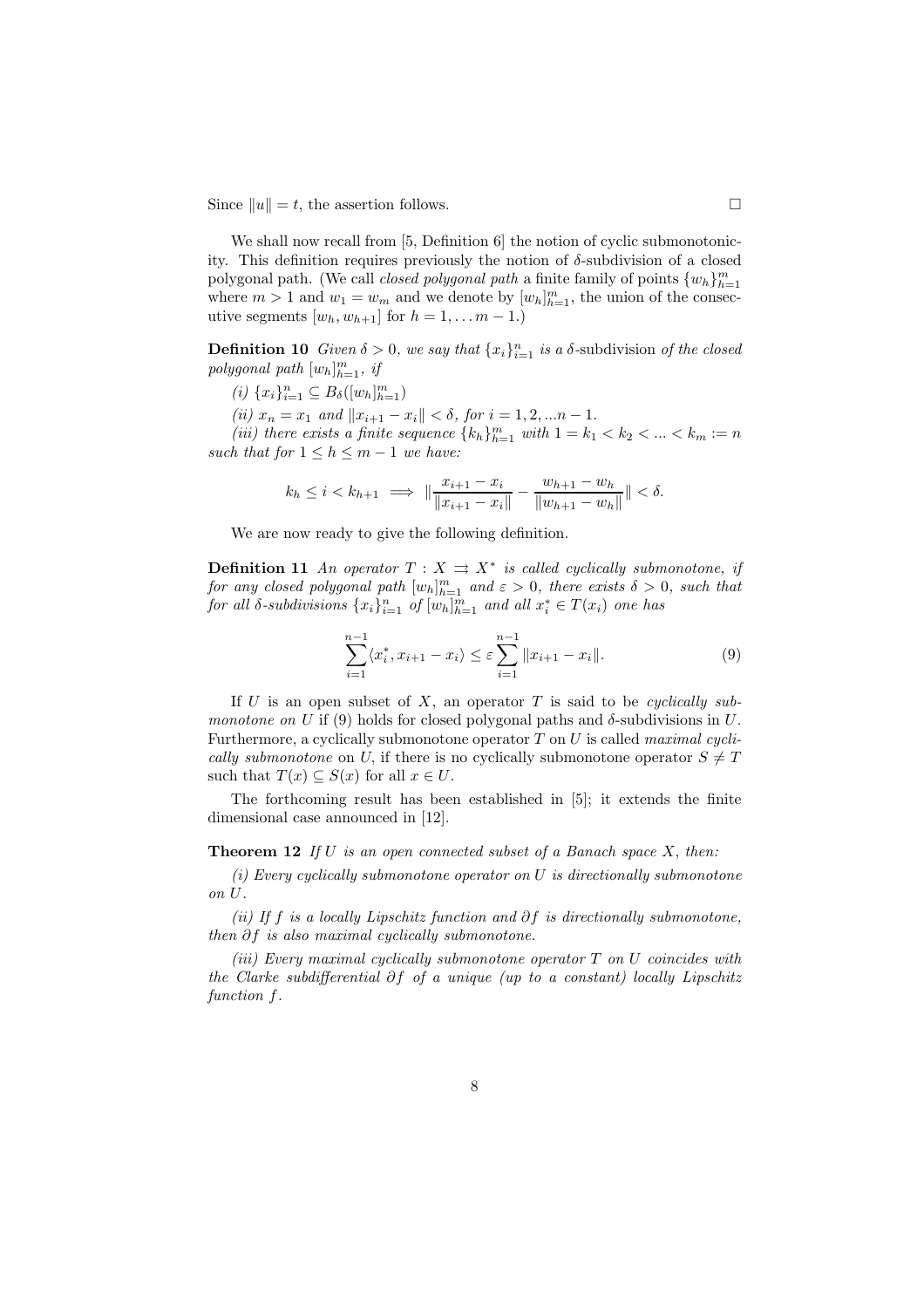Since $\|u\| = t$, the assertion follows. $\Box$

We shall now recall from [5, Definition 6] the notion of cyclic submonotonicity. This definition requires previously the notion of $\delta$-subdivision of a closed polygonal path. (We call *closed polygonal path* a finite family of points $\{w_h\}_{h=1}^m$ where $m > 1$ and $w_1 = w_m$ and we denote by $[w_h]_{h=1}^m$, the union of the consecutive segments $[w_h, w_{h+1}]$ for $h = 1, \ldots m-1$.)

**Definition 10** *Given $\delta > 0$, we say that $\{x_i\}_{i=1}^n$ is a* $\delta$-subdivision *of the closed polygonal path $[w_h]_{h=1}^m$, if*

*(i) $\{x_i\}_{i=1}^n \subseteq B_\delta([w_h]_{h=1}^m)$*

*(ii) $x_n = x_1$ and $\|x_{i+1} - x_i\| < \delta$, for $i = 1, 2, \ldots n-1$.*

*(iii) there exists a finite sequence $\{k_h\}_{h=1}^m$ with $1 = k_1 < k_2 < \ldots < k_m := n$ such that for $1 \leq h \leq m-1$ we have:*

$$k_h \leq i < k_{h+1} \implies \left\| \frac{x_{i+1} - x_i}{\|x_{i+1} - x_i\|} - \frac{w_{h+1} - w_h}{\|w_{h+1} - w_h\|} \right\| < \delta.$$

We are now ready to give the following definition.

**Definition 11** *An operator $T : X \rightrightarrows X^*$ is called cyclically submonotone, if for any closed polygonal path $[w_h]_{h=1}^m$ and $\varepsilon > 0$, there exists $\delta > 0$, such that for all $\delta$-subdivisions $\{x_i\}_{i=1}^n$ of $[w_h]_{h=1}^m$ and all $x_i^* \in T(x_i)$ one has*

$$\sum_{i=1}^{n-1} \langle x_i^*, x_{i+1} - x_i \rangle \leq \varepsilon \sum_{i=1}^{n-1} \|x_{i+1} - x_i\|. \tag{9}$$

If $U$ is an open subset of $X$, an operator $T$ is said to be *cyclically submonotone on $U$* if (9) holds for closed polygonal paths and $\delta$-subdivisions in $U$. Furthermore, a cyclically submonotone operator $T$ on $U$ is called *maximal cyclically submonotone* on $U$, if there is no cyclically submonotone operator $S \neq T$ such that $T(x) \subseteq S(x)$ for all $x \in U$.

The forthcoming result has been established in [5]; it extends the finite dimensional case announced in [12].

**Theorem 12** *If $U$ is an open connected subset of a Banach space $X$, then:*

*(i) Every cyclically submonotone operator on $U$ is directionally submonotone on $U$.*

*(ii) If $f$ is a locally Lipschitz function and $\partial f$ is directionally submonotone, then $\partial f$ is also maximal cyclically submonotone.*

*(iii) Every maximal cyclically submonotone operator $T$ on $U$ coincides with the Clarke subdifferential $\partial f$ of a unique (up to a constant) locally Lipschitz function $f$.*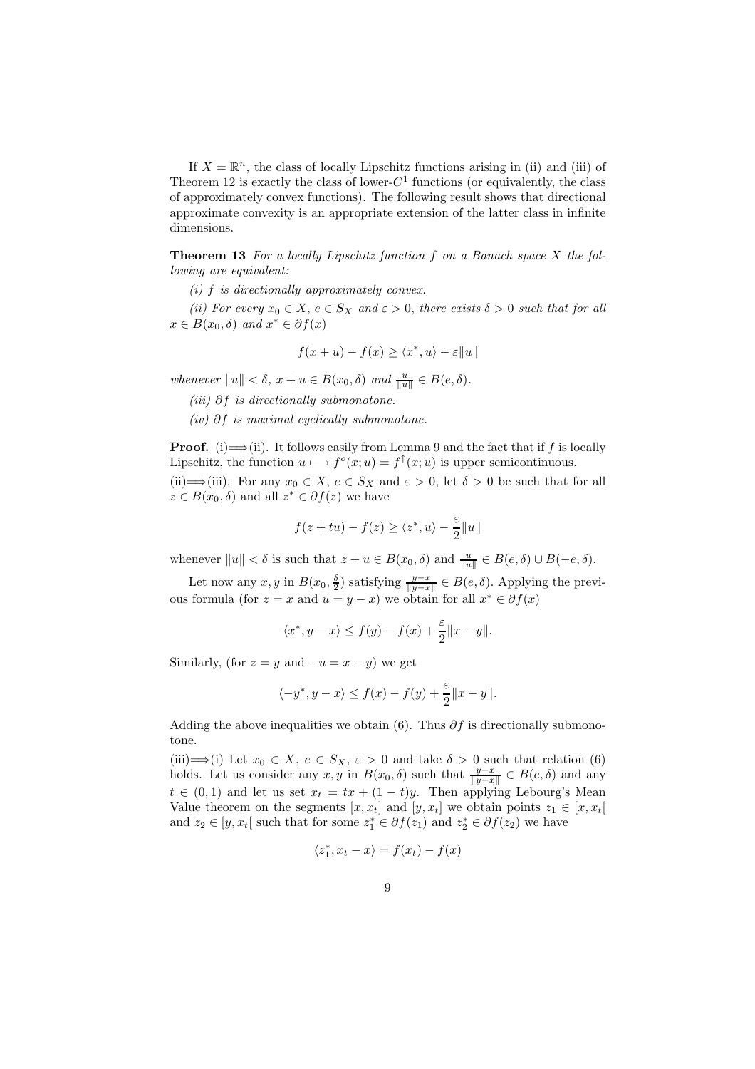If $X = \mathbb{R}^n$, the class of locally Lipschitz functions arising in (ii) and (iii) of Theorem 12 is exactly the class of lower-$C^1$ functions (or equivalently, the class of approximately convex functions). The following result shows that directional approximate convexity is an appropriate extension of the latter class in infinite dimensions.

**Theorem 13** *For a locally Lipschitz function $f$ on a Banach space $X$ the following are equivalent:*

*(i) $f$ is directionally approximately convex.*

*(ii) For every $x_0 \in X$, $e \in S_X$ and $\varepsilon > 0$, there exists $\delta > 0$ such that for all $x \in B(x_0, \delta)$ and $x^* \in \partial f(x)$*

$$f(x+u) - f(x) \geq \langle x^*, u \rangle - \varepsilon \|u\|$$

*whenever $\|u\| < \delta$, $x + u \in B(x_0, \delta)$ and $\frac{u}{\|u\|} \in B(e, \delta)$.*

*(iii) $\partial f$ is directionally submonotone.*

*(iv) $\partial f$ is maximal cyclically submonotone.*

**Proof.** (i)$\Longrightarrow$(ii). It follows easily from Lemma 9 and the fact that if $f$ is locally Lipschitz, the function $u \longmapsto f^o(x; u) = f^{\uparrow}(x; u)$ is upper semicontinuous.

(ii)$\Longrightarrow$(iii). For any $x_0 \in X$, $e \in S_X$ and $\varepsilon > 0$, let $\delta > 0$ be such that for all $z \in B(x_0, \delta)$ and all $z^* \in \partial f(z)$ we have

$$f(z + tu) - f(z) \geq \langle z^*, u \rangle - \frac{\varepsilon}{2} \|u\|$$

whenever $\|u\| < \delta$ is such that $z + u \in B(x_0, \delta)$ and $\frac{u}{\|u\|} \in B(e, \delta) \cup B(-e, \delta)$.

Let now any $x, y$ in $B(x_0, \frac{\delta}{2})$ satisfying $\frac{y-x}{\|y-x\|} \in B(e, \delta)$. Applying the previous formula (for $z = x$ and $u = y - x$) we obtain for all $x^* \in \partial f(x)$

$$\langle x^*, y - x \rangle \leq f(y) - f(x) + \frac{\varepsilon}{2} \|x - y\|.$$

Similarly, (for $z = y$ and $-u = x - y$) we get

$$\langle -y^*, y - x \rangle \leq f(x) - f(y) + \frac{\varepsilon}{2} \|x - y\|.$$

Adding the above inequalities we obtain (6). Thus $\partial f$ is directionally submonotone.

(iii)$\Longrightarrow$(i) Let $x_0 \in X$, $e \in S_X$, $\varepsilon > 0$ and take $\delta > 0$ such that relation (6) holds. Let us consider any $x, y$ in $B(x_0, \delta)$ such that $\frac{y-x}{\|y-x\|} \in B(e, \delta)$ and any $t \in (0, 1)$ and let us set $x_t = tx + (1-t)y$. Then applying Lebourg's Mean Value theorem on the segments $[x, x_t]$ and $[y, x_t]$ we obtain points $z_1 \in [x, x_t[$ and $z_2 \in [y, x_t[$ such that for some $z_1^* \in \partial f(z_1)$ and $z_2^* \in \partial f(z_2)$ we have

$$\langle z_1^*, x_t - x \rangle = f(x_t) - f(x)$$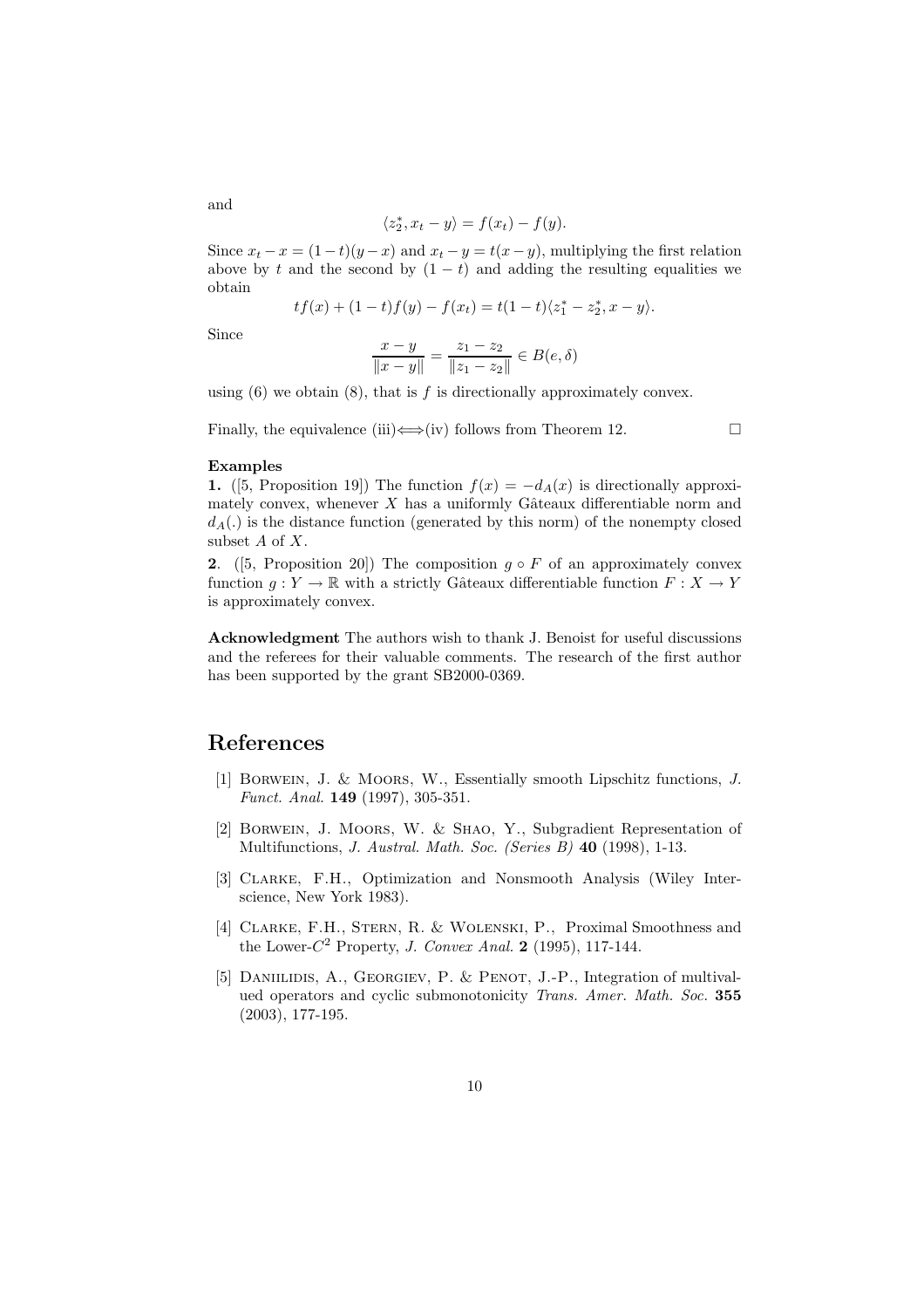and

$$\langle z_2^*, x_t - y \rangle = f(x_t) - f(y).$$

Since $x_t - x = (1-t)(y-x)$ and $x_t - y = t(x-y)$, multiplying the first relation above by $t$ and the second by $(1-t)$ and adding the resulting equalities we obtain

$$tf(x) + (1-t)f(y) - f(x_t) = t(1-t)\langle z_1^* - z_2^*, x - y \rangle.$$

Since

$$\frac{x-y}{\|x-y\|} = \frac{z_1 - z_2}{\|z_1 - z_2\|} \in B(e, \delta)$$

using (6) we obtain (8), that is $f$ is directionally approximately convex.

Finally, the equivalence (iii)$\Longleftrightarrow$(iv) follows from Theorem 12. $\square$

**Examples**

**1.** ([5, Proposition 19]) The function $f(x) = -d_A(x)$ is directionally approximately convex, whenever $X$ has a uniformly Gâteaux differentiable norm and $d_A(.)$ is the distance function (generated by this norm) of the nonempty closed subset $A$ of $X$.

**2**. ([5, Proposition 20]) The composition $g \circ F$ of an approximately convex function $g : Y \to \mathbb{R}$ with a strictly Gâteaux differentiable function $F : X \to Y$ is approximately convex.

**Acknowledgment** The authors wish to thank J. Benoist for useful discussions and the referees for their valuable comments. The research of the first author has been supported by the grant SB2000-0369.

# References

[1] Borwein, J. & Moors, W., Essentially smooth Lipschitz functions, *J. Funct. Anal.* **149** (1997), 305-351.

[2] Borwein, J. Moors, W. & Shao, Y., Subgradient Representation of Multifunctions, *J. Austral. Math. Soc. (Series B)* **40** (1998), 1-13.

[3] Clarke, F.H., Optimization and Nonsmooth Analysis (Wiley Interscience, New York 1983).

[4] Clarke, F.H., Stern, R. & Wolenski, P., Proximal Smoothness and the Lower-$C^2$ Property, *J. Convex Anal.* **2** (1995), 117-144.

[5] Daniilidis, A., Georgiev, P. & Penot, J.-P., Integration of multivalued operators and cyclic submonotonicity *Trans. Amer. Math. Soc.* **355** (2003), 177-195.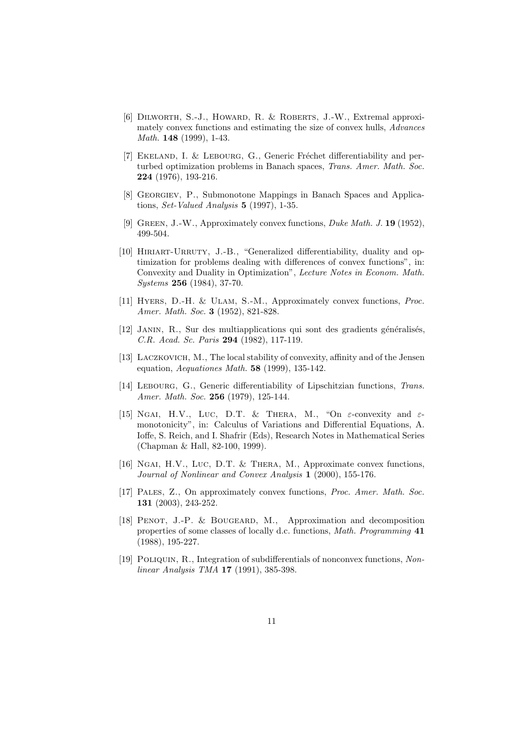[6] Dilworth, S.-J., Howard, R. & Roberts, J.-W., Extremal approximately convex functions and estimating the size of convex hulls, *Advances Math.* **148** (1999), 1-43.

[7] Ekeland, I. & Lebourg, G., Generic Fréchet differentiability and perturbed optimization problems in Banach spaces, *Trans. Amer. Math. Soc.* **224** (1976), 193-216.

[8] Georgiev, P., Submonotone Mappings in Banach Spaces and Applications, *Set-Valued Analysis* **5** (1997), 1-35.

[9] Green, J.-W., Approximately convex functions, *Duke Math. J.* **19** (1952), 499-504.

[10] Hiriart-Urruty, J.-B., "Generalized differentiability, duality and optimization for problems dealing with differences of convex functions", in: Convexity and Duality in Optimization", *Lecture Notes in Econom. Math. Systems* **256** (1984), 37-70.

[11] Hyers, D.-H. & Ulam, S.-M., Approximately convex functions, *Proc. Amer. Math. Soc.* **3** (1952), 821-828.

[12] Janin, R., Sur des multiapplications qui sont des gradients généralisés, *C.R. Acad. Sc. Paris* **294** (1982), 117-119.

[13] Laczkovich, M., The local stability of convexity, affinity and of the Jensen equation, *Aequationes Math.* **58** (1999), 135-142.

[14] Lebourg, G., Generic differentiability of Lipschitzian functions, *Trans. Amer. Math. Soc.* **256** (1979), 125-144.

[15] Ngai, H.V., Luc, D.T. & Thera, M., "On $\varepsilon$-convexity and $\varepsilon$-monotonicity", in: Calculus of Variations and Differential Equations, A. Ioffe, S. Reich, and I. Shafrir (Eds), Research Notes in Mathematical Series (Chapman & Hall, 82-100, 1999).

[16] Ngai, H.V., Luc, D.T. & Thera, M., Approximate convex functions, *Journal of Nonlinear and Convex Analysis* **1** (2000), 155-176.

[17] Pales, Z., On approximately convex functions, *Proc. Amer. Math. Soc.* **131** (2003), 243-252.

[18] Penot, J.-P. & Bougeard, M., Approximation and decomposition properties of some classes of locally d.c. functions, *Math. Programming* **41** (1988), 195-227.

[19] Poliquin, R., Integration of subdifferentials of nonconvex functions, *Nonlinear Analysis TMA* **17** (1991), 385-398.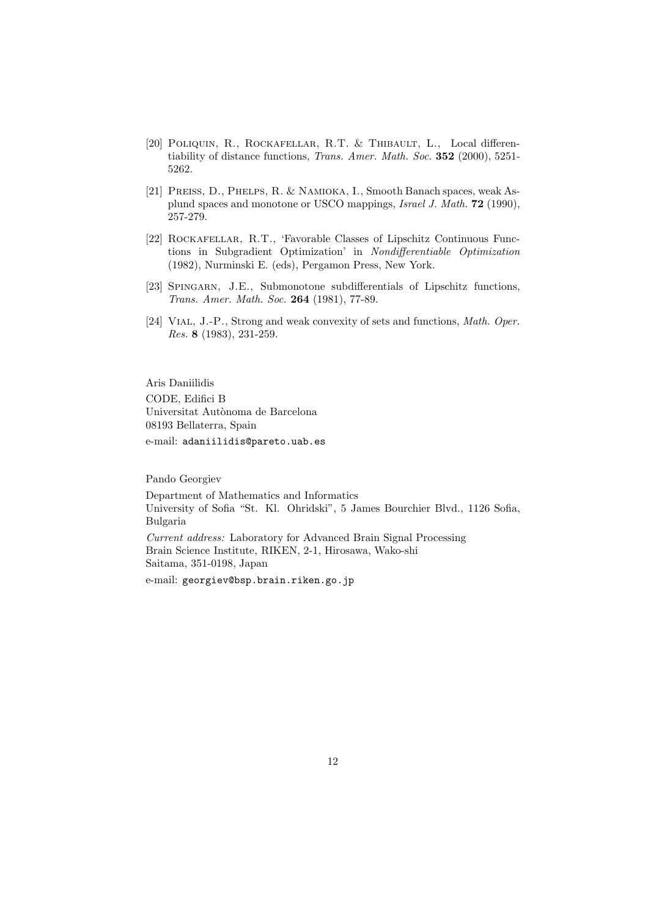[20] Poliquin, R., Rockafellar, R.T. & Thibault, L., Local differentiability of distance functions, *Trans. Amer. Math. Soc.* **352** (2000), 5251-5262.

[21] Preiss, D., Phelps, R. & Namioka, I., Smooth Banach spaces, weak Asplund spaces and monotone or USCO mappings, *Israel J. Math.* **72** (1990), 257-279.

[22] Rockafellar, R.T., 'Favorable Classes of Lipschitz Continuous Functions in Subgradient Optimization' in *Nondifferentiable Optimization* (1982), Nurminski E. (eds), Pergamon Press, New York.

[23] Spingarn, J.E., Submonotone subdifferentials of Lipschitz functions, *Trans. Amer. Math. Soc.* **264** (1981), 77-89.

[24] Vial, J.-P., Strong and weak convexity of sets and functions, *Math. Oper. Res.* **8** (1983), 231-259.

Aris Daniilidis
CODE, Edifici B
Universitat Autònoma de Barcelona
08193 Bellaterra, Spain
e-mail: `adaniilidis@pareto.uab.es`

Pando Georgiev

Department of Mathematics and Informatics
University of Sofia "St. Kl. Ohridski", 5 James Bourchier Blvd., 1126 Sofia, Bulgaria

*Current address:* Laboratory for Advanced Brain Signal Processing
Brain Science Institute, RIKEN, 2-1, Hirosawa, Wako-shi
Saitama, 351-0198, Japan

e-mail: `georgiev@bsp.brain.riken.go.jp`